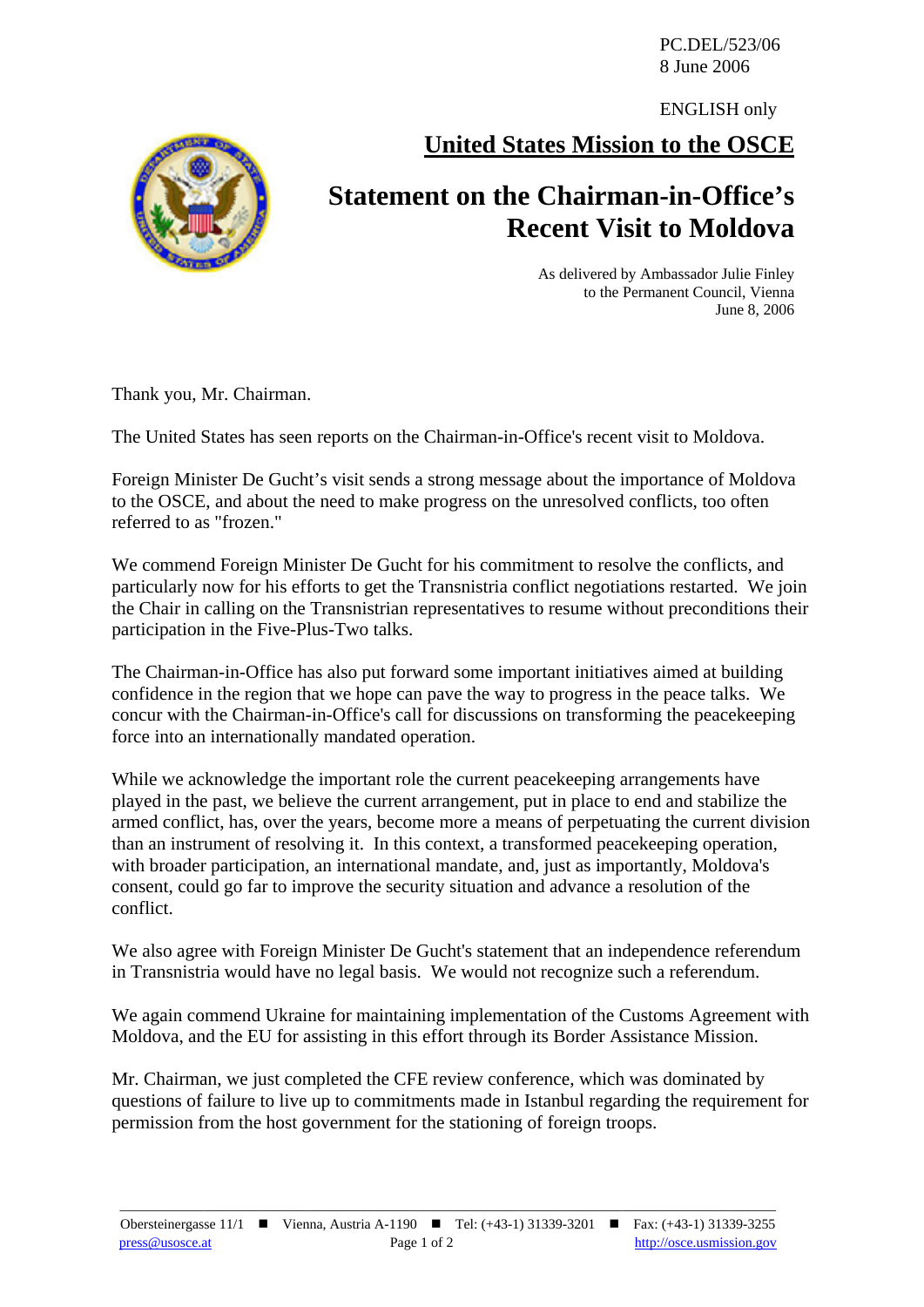PC.DEL/523/06
8 June 2006

ENGLISH only

## United States Mission to the OSCE

# Statement on the Chairman-in-Office's Recent Visit to Moldova

As delivered by Ambassador Julie Finley
to the Permanent Council, Vienna
June 8, 2006

Thank you, Mr. Chairman.

The United States has seen reports on the Chairman-in-Office's recent visit to Moldova.

Foreign Minister De Gucht's visit sends a strong message about the importance of Moldova to the OSCE, and about the need to make progress on the unresolved conflicts, too often referred to as "frozen."

We commend Foreign Minister De Gucht for his commitment to resolve the conflicts, and particularly now for his efforts to get the Transnistria conflict negotiations restarted. We join the Chair in calling on the Transnistrian representatives to resume without preconditions their participation in the Five-Plus-Two talks.

The Chairman-in-Office has also put forward some important initiatives aimed at building confidence in the region that we hope can pave the way to progress in the peace talks. We concur with the Chairman-in-Office's call for discussions on transforming the peacekeeping force into an internationally mandated operation.

While we acknowledge the important role the current peacekeeping arrangements have played in the past, we believe the current arrangement, put in place to end and stabilize the armed conflict, has, over the years, become more a means of perpetuating the current division than an instrument of resolving it. In this context, a transformed peacekeeping operation, with broader participation, an international mandate, and, just as importantly, Moldova's consent, could go far to improve the security situation and advance a resolution of the conflict.

We also agree with Foreign Minister De Gucht's statement that an independence referendum in Transnistria would have no legal basis. We would not recognize such a referendum.

We again commend Ukraine for maintaining implementation of the Customs Agreement with Moldova, and the EU for assisting in this effort through its Border Assistance Mission.

Mr. Chairman, we just completed the CFE review conference, which was dominated by questions of failure to live up to commitments made in Istanbul regarding the requirement for permission from the host government for the stationing of foreign troops.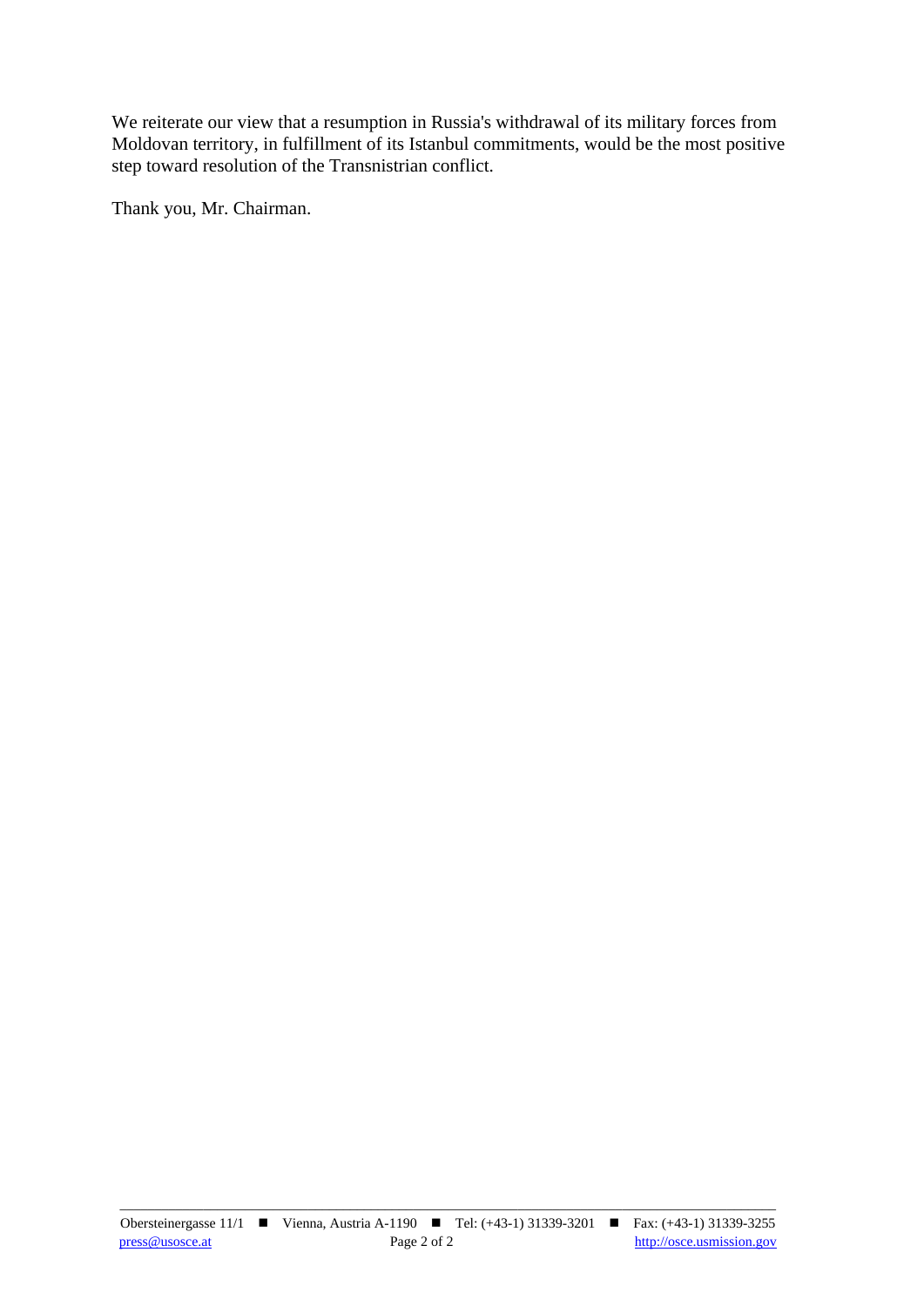We reiterate our view that a resumption in Russia's withdrawal of its military forces from Moldovan territory, in fulfillment of its Istanbul commitments, would be the most positive step toward resolution of the Transnistrian conflict.

Thank you, Mr. Chairman.